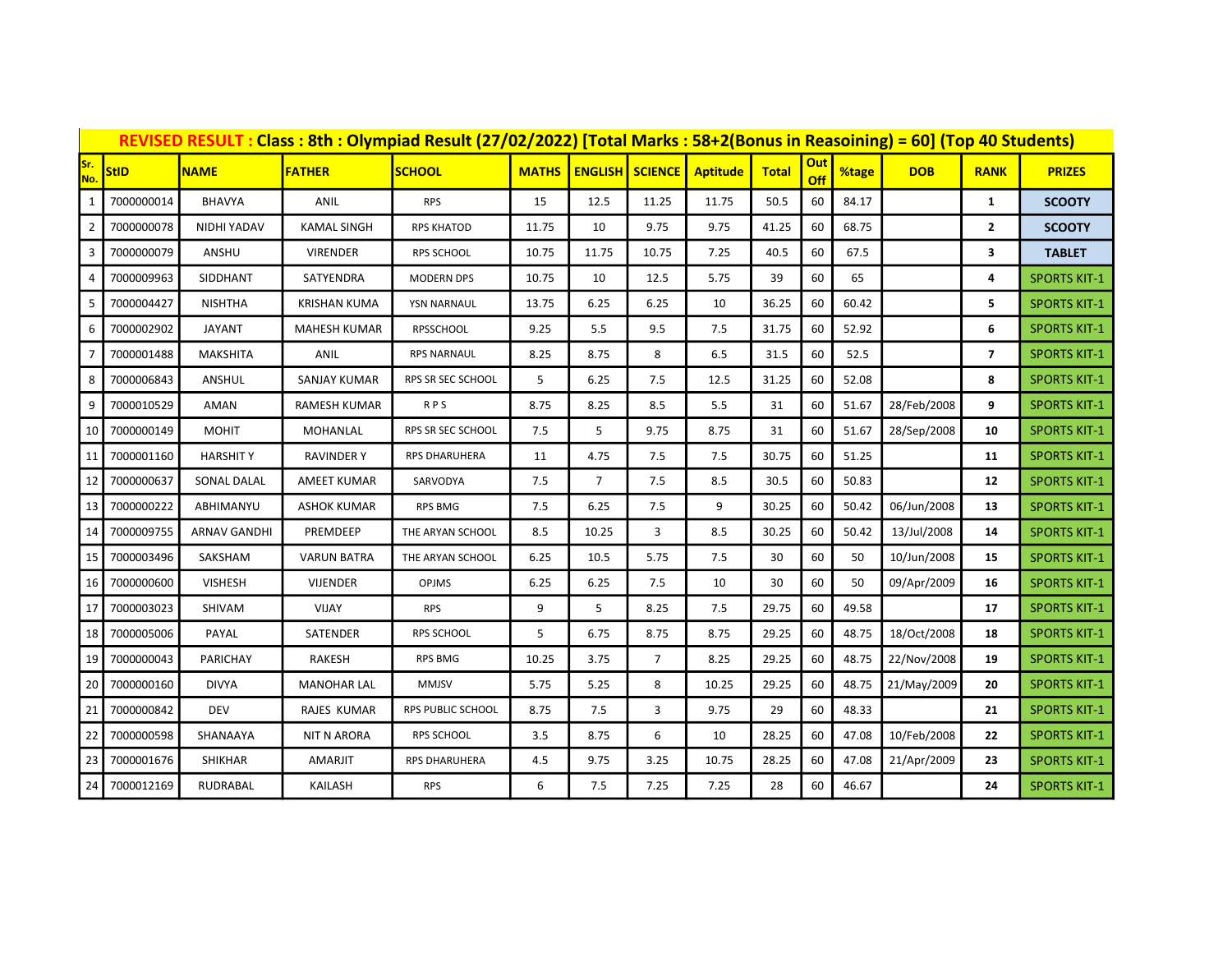**REVISED RESULT : Class : 8th : Olympiad Result (27/02/2022) [Total Marks : 58+2(Bonus in Reasoining) = 60] (Top 40 Students)**

| Sr. No. | StID | NAME | FATHER | SCHOOL | MATHS | ENGLISH | SCIENCE | Aptitude | Total | Out Off | %tage | DOB | RANK | PRIZES |
|---|---|---|---|---|---|---|---|---|---|---|---|---|---|---|
| 1 | 7000000014 | BHAVYA | ANIL | RPS | 15 | 12.5 | 11.25 | 11.75 | 50.5 | 60 | 84.17 | | 1 | SCOOTY |
| 2 | 7000000078 | NIDHI YADAV | KAMAL SINGH | RPS KHATOD | 11.75 | 10 | 9.75 | 9.75 | 41.25 | 60 | 68.75 | | 2 | SCOOTY |
| 3 | 7000000079 | ANSHU | VIRENDER | RPS SCHOOL | 10.75 | 11.75 | 10.75 | 7.25 | 40.5 | 60 | 67.5 | | 3 | TABLET |
| 4 | 7000009963 | SIDDHANT | SATYENDRA | MODERN DPS | 10.75 | 10 | 12.5 | 5.75 | 39 | 60 | 65 | | 4 | SPORTS KIT-1 |
| 5 | 7000004427 | NISHTHA | KRISHAN KUMA | YSN NARNAUL | 13.75 | 6.25 | 6.25 | 10 | 36.25 | 60 | 60.42 | | 5 | SPORTS KIT-1 |
| 6 | 7000002902 | JAYANT | MAHESH KUMAR | RPSSCHOOL | 9.25 | 5.5 | 9.5 | 7.5 | 31.75 | 60 | 52.92 | | 6 | SPORTS KIT-1 |
| 7 | 7000001488 | MAKSHITA | ANIL | RPS NARNAUL | 8.25 | 8.75 | 8 | 6.5 | 31.5 | 60 | 52.5 | | 7 | SPORTS KIT-1 |
| 8 | 7000006843 | ANSHUL | SANJAY KUMAR | RPS SR SEC SCHOOL | 5 | 6.25 | 7.5 | 12.5 | 31.25 | 60 | 52.08 | | 8 | SPORTS KIT-1 |
| 9 | 7000010529 | AMAN | RAMESH KUMAR | R P S | 8.75 | 8.25 | 8.5 | 5.5 | 31 | 60 | 51.67 | 28/Feb/2008 | 9 | SPORTS KIT-1 |
| 10 | 7000000149 | MOHIT | MOHANLAL | RPS SR SEC SCHOOL | 7.5 | 5 | 9.75 | 8.75 | 31 | 60 | 51.67 | 28/Sep/2008 | 10 | SPORTS KIT-1 |
| 11 | 7000001160 | HARSHIT Y | RAVINDER Y | RPS DHARUHERA | 11 | 4.75 | 7.5 | 7.5 | 30.75 | 60 | 51.25 | | 11 | SPORTS KIT-1 |
| 12 | 7000000637 | SONAL DALAL | AMEET KUMAR | SARVODYA | 7.5 | 7 | 7.5 | 8.5 | 30.5 | 60 | 50.83 | | 12 | SPORTS KIT-1 |
| 13 | 7000000222 | ABHIMANYU | ASHOK KUMAR | RPS BMG | 7.5 | 6.25 | 7.5 | 9 | 30.25 | 60 | 50.42 | 06/Jun/2008 | 13 | SPORTS KIT-1 |
| 14 | 7000009755 | ARNAV GANDHI | PREMDEEP | THE ARYAN SCHOOL | 8.5 | 10.25 | 3 | 8.5 | 30.25 | 60 | 50.42 | 13/Jul/2008 | 14 | SPORTS KIT-1 |
| 15 | 7000003496 | SAKSHAM | VARUN BATRA | THE ARYAN SCHOOL | 6.25 | 10.5 | 5.75 | 7.5 | 30 | 60 | 50 | 10/Jun/2008 | 15 | SPORTS KIT-1 |
| 16 | 7000000600 | VISHESH | VIJENDER | OPJMS | 6.25 | 6.25 | 7.5 | 10 | 30 | 60 | 50 | 09/Apr/2009 | 16 | SPORTS KIT-1 |
| 17 | 7000003023 | SHIVAM | VIJAY | RPS | 9 | 5 | 8.25 | 7.5 | 29.75 | 60 | 49.58 | | 17 | SPORTS KIT-1 |
| 18 | 7000005006 | PAYAL | SATENDER | RPS SCHOOL | 5 | 6.75 | 8.75 | 8.75 | 29.25 | 60 | 48.75 | 18/Oct/2008 | 18 | SPORTS KIT-1 |
| 19 | 7000000043 | PARICHAY | RAKESH | RPS BMG | 10.25 | 3.75 | 7 | 8.25 | 29.25 | 60 | 48.75 | 22/Nov/2008 | 19 | SPORTS KIT-1 |
| 20 | 7000000160 | DIVYA | MANOHAR LAL | MMJSV | 5.75 | 5.25 | 8 | 10.25 | 29.25 | 60 | 48.75 | 21/May/2009 | 20 | SPORTS KIT-1 |
| 21 | 7000000842 | DEV | RAJES KUMAR | RPS PUBLIC SCHOOL | 8.75 | 7.5 | 3 | 9.75 | 29 | 60 | 48.33 | | 21 | SPORTS KIT-1 |
| 22 | 7000000598 | SHANAAYA | NIT N ARORA | RPS SCHOOL | 3.5 | 8.75 | 6 | 10 | 28.25 | 60 | 47.08 | 10/Feb/2008 | 22 | SPORTS KIT-1 |
| 23 | 7000001676 | SHIKHAR | AMARJIT | RPS DHARUHERA | 4.5 | 9.75 | 3.25 | 10.75 | 28.25 | 60 | 47.08 | 21/Apr/2009 | 23 | SPORTS KIT-1 |
| 24 | 7000012169 | RUDRABAL | KAILASH | RPS | 6 | 7.5 | 7.25 | 7.25 | 28 | 60 | 46.67 | | 24 | SPORTS KIT-1 |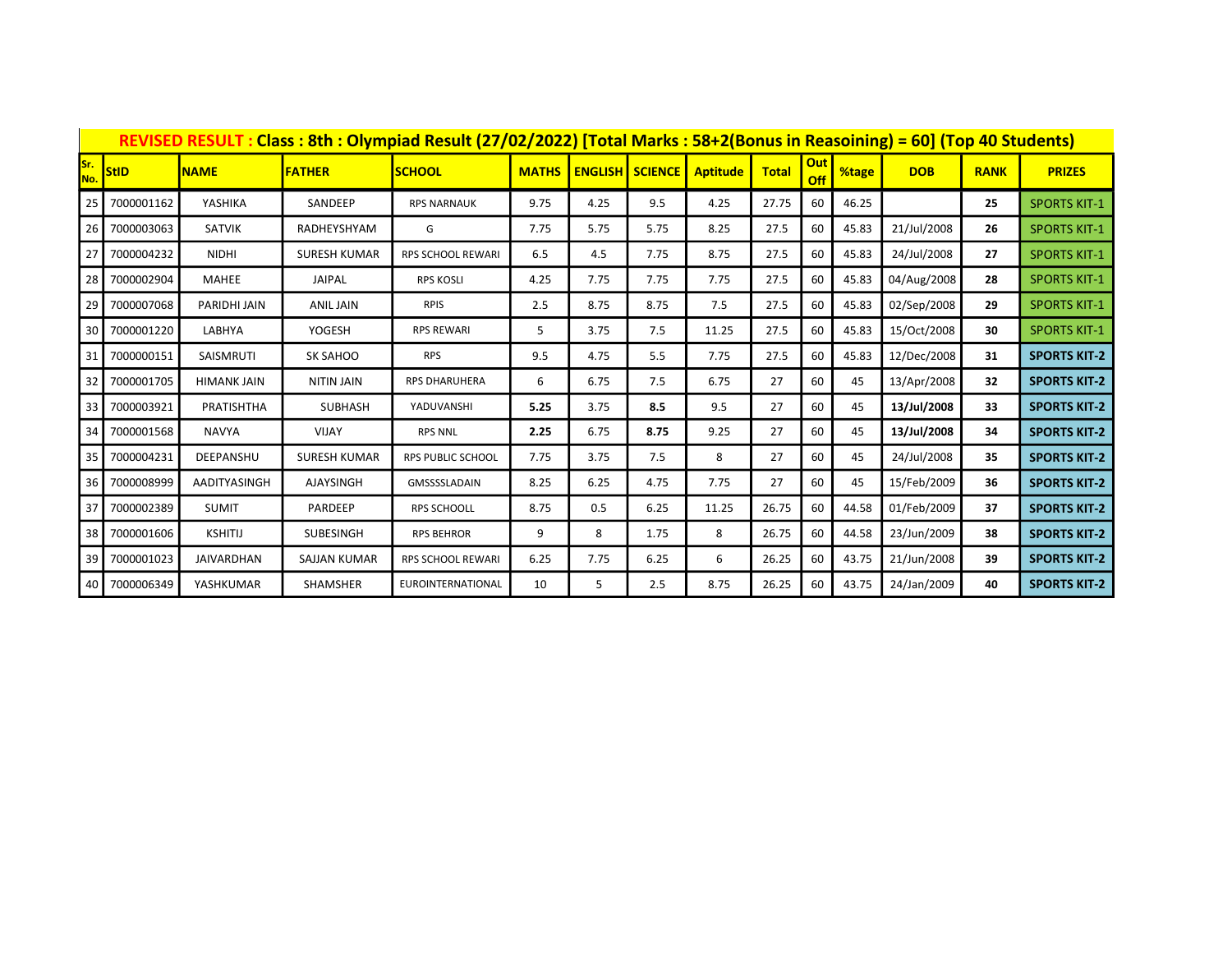| REVISED RESULT : Class : 8th : Olympiad Result (27/02/2022) [Total Marks : 58+2(Bonus in Reasoining) = 60] (Top 40 Students) | | | | | | | | | | | | | | |
|---|---|---|---|---|---|---|---|---|---|---|---|---|---|---|
| **Sr. No.** | **StID** | **NAME** | **FATHER** | **SCHOOL** | **MATHS** | **ENGLISH** | **SCIENCE** | **Aptitude** | **Total** | **Out Off** | **%tage** | **DOB** | **RANK** | **PRIZES** |
| 25 | 7000001162 | YASHIKA | SANDEEP | RPS NARNAUK | 9.75 | 4.25 | 9.5 | 4.25 | 27.75 | 60 | 46.25 | | **25** | SPORTS KIT-1 |
| 26 | 7000003063 | SATVIK | RADHEYSHYAM | G | 7.75 | 5.75 | 5.75 | 8.25 | 27.5 | 60 | 45.83 | 21/Jul/2008 | **26** | SPORTS KIT-1 |
| 27 | 7000004232 | NIDHI | SURESH KUMAR | RPS SCHOOL REWARI | 6.5 | 4.5 | 7.75 | 8.75 | 27.5 | 60 | 45.83 | 24/Jul/2008 | **27** | SPORTS KIT-1 |
| 28 | 7000002904 | MAHEE | JAIPAL | RPS KOSLI | 4.25 | 7.75 | 7.75 | 7.75 | 27.5 | 60 | 45.83 | 04/Aug/2008 | **28** | SPORTS KIT-1 |
| 29 | 7000007068 | PARIDHI JAIN | ANIL JAIN | RPIS | 2.5 | 8.75 | 8.75 | 7.5 | 27.5 | 60 | 45.83 | 02/Sep/2008 | **29** | SPORTS KIT-1 |
| 30 | 7000001220 | LABHYA | YOGESH | RPS REWARI | 5 | 3.75 | 7.5 | 11.25 | 27.5 | 60 | 45.83 | 15/Oct/2008 | **30** | SPORTS KIT-1 |
| 31 | 7000000151 | SAISMRUTI | SK SAHOO | RPS | 9.5 | 4.75 | 5.5 | 7.75 | 27.5 | 60 | 45.83 | 12/Dec/2008 | **31** | **SPORTS KIT-2** |
| 32 | 7000001705 | HIMANK JAIN | NITIN JAIN | RPS DHARUHERA | 6 | 6.75 | 7.5 | 6.75 | 27 | 60 | 45 | 13/Apr/2008 | **32** | **SPORTS KIT-2** |
| 33 | 7000003921 | PRATISHTHA | SUBHASH | YADUVANSHI | **5.25** | 3.75 | **8.5** | 9.5 | 27 | 60 | 45 | **13/Jul/2008** | **33** | **SPORTS KIT-2** |
| 34 | 7000001568 | NAVYA | VIJAY | RPS NNL | **2.25** | 6.75 | **8.75** | 9.25 | 27 | 60 | 45 | **13/Jul/2008** | **34** | **SPORTS KIT-2** |
| 35 | 7000004231 | DEEPANSHU | SURESH KUMAR | RPS PUBLIC SCHOOL | 7.75 | 3.75 | 7.5 | 8 | 27 | 60 | 45 | 24/Jul/2008 | **35** | **SPORTS KIT-2** |
| 36 | 7000008999 | AADITYASINGH | AJAYSINGH | GMSSSSLADAIN | 8.25 | 6.25 | 4.75 | 7.75 | 27 | 60 | 45 | 15/Feb/2009 | **36** | **SPORTS KIT-2** |
| 37 | 7000002389 | SUMIT | PARDEEP | RPS SCHOOLL | 8.75 | 0.5 | 6.25 | 11.25 | 26.75 | 60 | 44.58 | 01/Feb/2009 | **37** | **SPORTS KIT-2** |
| 38 | 7000001606 | KSHITIJ | SUBESINGH | RPS BEHROR | 9 | 8 | 1.75 | 8 | 26.75 | 60 | 44.58 | 23/Jun/2009 | **38** | **SPORTS KIT-2** |
| 39 | 7000001023 | JAIVARDHAN | SAJJAN KUMAR | RPS SCHOOL REWARI | 6.25 | 7.75 | 6.25 | 6 | 26.25 | 60 | 43.75 | 21/Jun/2008 | **39** | **SPORTS KIT-2** |
| 40 | 7000006349 | YASHKUMAR | SHAMSHER | EUROINTERNATIONAL | 10 | 5 | 2.5 | 8.75 | 26.25 | 60 | 43.75 | 24/Jan/2009 | **40** | **SPORTS KIT-2** |